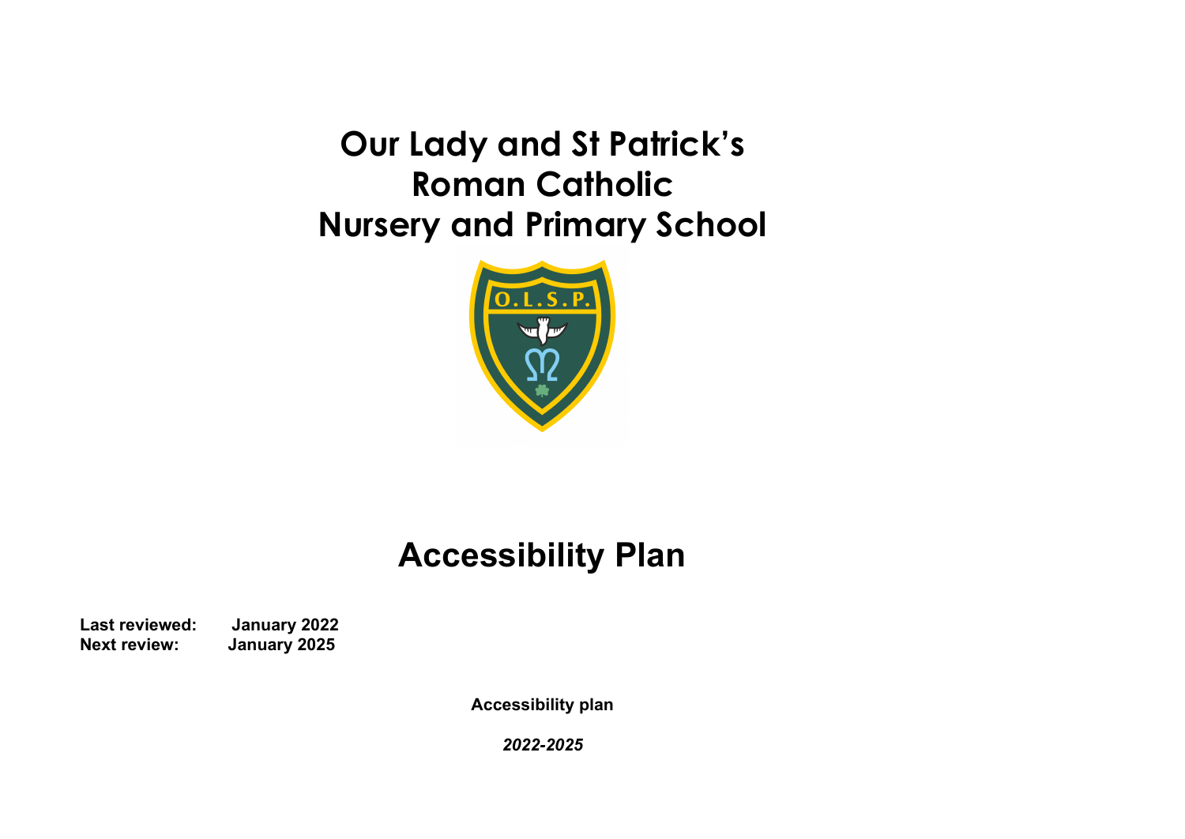# Our Lady and St Patrick's Roman Catholic Nursery and Primary School

O.L.S.P.

# Accessibility Plan

**Last reviewed:** **January 2022**
**Next review:** **January 2025**

**Accessibility plan**

***2022-2025***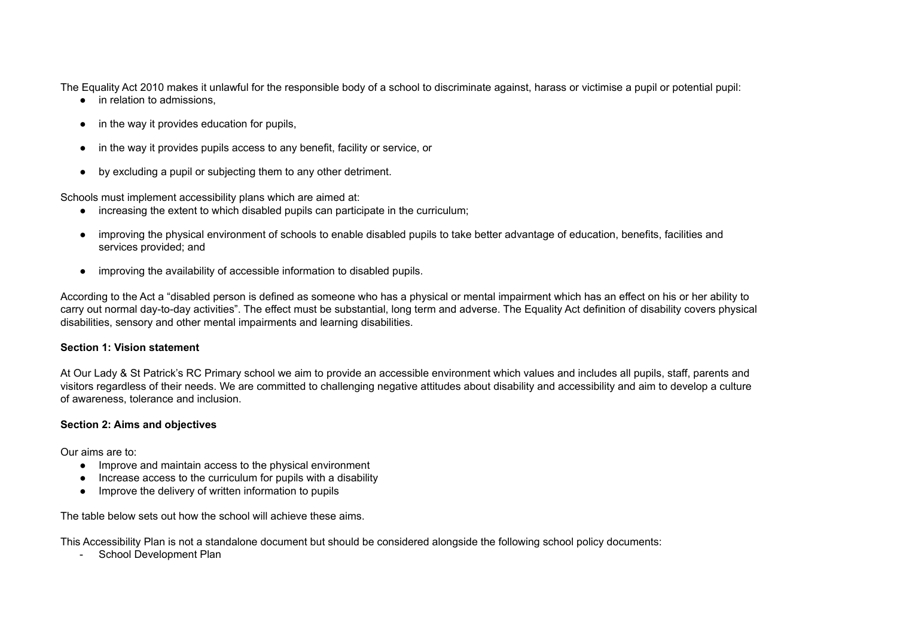The Equality Act 2010 makes it unlawful for the responsible body of a school to discriminate against, harass or victimise a pupil or potential pupil:

- in relation to admissions,
- in the way it provides education for pupils,
- in the way it provides pupils access to any benefit, facility or service, or
- by excluding a pupil or subjecting them to any other detriment.

Schools must implement accessibility plans which are aimed at:

- increasing the extent to which disabled pupils can participate in the curriculum;
- improving the physical environment of schools to enable disabled pupils to take better advantage of education, benefits, facilities and services provided; and
- improving the availability of accessible information to disabled pupils.

According to the Act a "disabled person is defined as someone who has a physical or mental impairment which has an effect on his or her ability to carry out normal day-to-day activities". The effect must be substantial, long term and adverse. The Equality Act definition of disability covers physical disabilities, sensory and other mental impairments and learning disabilities.

**Section 1: Vision statement**

At Our Lady & St Patrick's RC Primary school we aim to provide an accessible environment which values and includes all pupils, staff, parents and visitors regardless of their needs. We are committed to challenging negative attitudes about disability and accessibility and aim to develop a culture of awareness, tolerance and inclusion.

**Section 2: Aims and objectives**

Our aims are to:

- Improve and maintain access to the physical environment
- Increase access to the curriculum for pupils with a disability
- Improve the delivery of written information to pupils

The table below sets out how the school will achieve these aims.

This Accessibility Plan is not a standalone document but should be considered alongside the following school policy documents:

- School Development Plan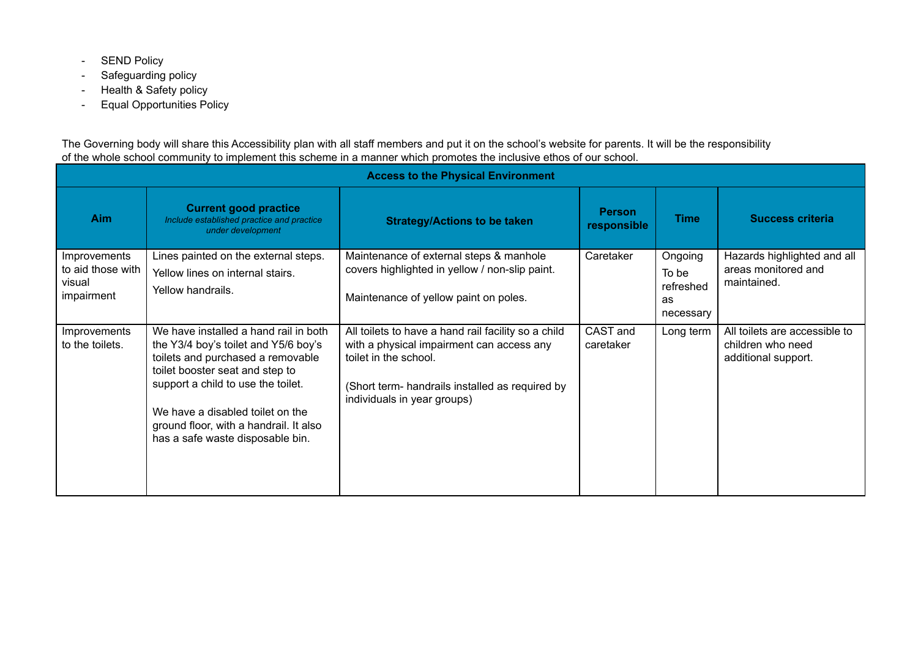- SEND Policy
- Safeguarding policy
- Health & Safety policy
- Equal Opportunities Policy

The Governing body will share this Accessibility plan with all staff members and put it on the school's website for parents. It will be the responsibility of the whole school community to implement this scheme in a manner which promotes the inclusive ethos of our school.

| **Access to the Physical Environment** | | | | | |
|---|---|---|---|---|---|
| **Aim** | **Current good practice** *Include established practice and practice under development* | **Strategy/Actions to be taken** | **Person responsible** | **Time** | **Success criteria** |
| Improvements to aid those with visual impairment | Lines painted on the external steps. Yellow lines on internal stairs. Yellow handrails. | Maintenance of external steps & manhole covers highlighted in yellow / non-slip paint. Maintenance of yellow paint on poles. | Caretaker | Ongoing To be refreshed as necessary | Hazards highlighted and all areas monitored and maintained. |
| Improvements to the toilets. | We have installed a hand rail in both the Y3/4 boy's toilet and Y5/6 boy's toilets and purchased a removable toilet booster seat and step to support a child to use the toilet. We have a disabled toilet on the ground floor, with a handrail. It also has a safe waste disposable bin. | All toilets to have a hand rail facility so a child with a physical impairment can access any toilet in the school. (Short term- handrails installed as required by individuals in year groups) | CAST and caretaker | Long term | All toilets are accessible to children who need additional support. |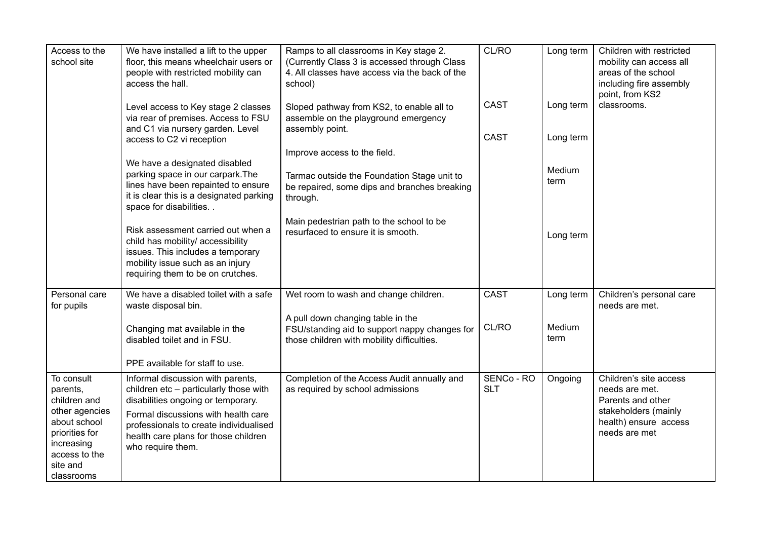| Access to the school site | We have installed a lift to the upper floor, this means wheelchair users or people with restricted mobility can access the hall.<br><br>Level access to Key stage 2 classes via rear of premises. Access to FSU and C1 via nursery garden. Level access to C2 vi reception<br><br>We have a designated disabled parking space in our carpark.The lines have been repainted to ensure it is clear this is a designated parking space for disabilities. .<br><br>Risk assessment carried out when a child has mobility/ accessibility issues. This includes a temporary mobility issue such as an injury requiring them to be on crutches. | Ramps to all classrooms in Key stage 2. (Currently Class 3 is accessed through Class 4. All classes have access via the back of the school)<br><br>Sloped pathway from KS2, to enable all to assemble on the playground emergency assembly point.<br><br>Improve access to the field.<br><br>Tarmac outside the Foundation Stage unit to be repaired, some dips and branches breaking through.<br><br>Main pedestrian path to the school to be resurfaced to ensure it is smooth. | CL/RO<br><br>CAST<br><br>CAST | Long term<br><br>Long term<br><br>Long term<br><br>Medium term<br><br>Long term | Children with restricted mobility can access all areas of the school including fire assembly point, from KS2 classrooms. |
|---|---|---|---|---|---|
| Personal care for pupils | We have a disabled toilet with a safe waste disposal bin.<br><br>Changing mat available in the disabled toilet and in FSU.<br><br>PPE available for staff to use. | Wet room to wash and change children.<br><br>A pull down changing table in the FSU/standing aid to support nappy changes for those children with mobility difficulties. | CAST<br><br>CL/RO | Long term<br><br>Medium term | Children's personal care needs are met. |
| To consult parents, children and other agencies about school priorities for increasing access to the site and classrooms | Informal discussion with parents, children etc – particularly those with disabilities ongoing or temporary.<br><br>Formal discussions with health care professionals to create individualised health care plans for those children who require them. | Completion of the Access Audit annually and as required by school admissions | SENCo - RO SLT | Ongoing | Children's site access needs are met. Parents and other stakeholders (mainly health) ensure access needs are met |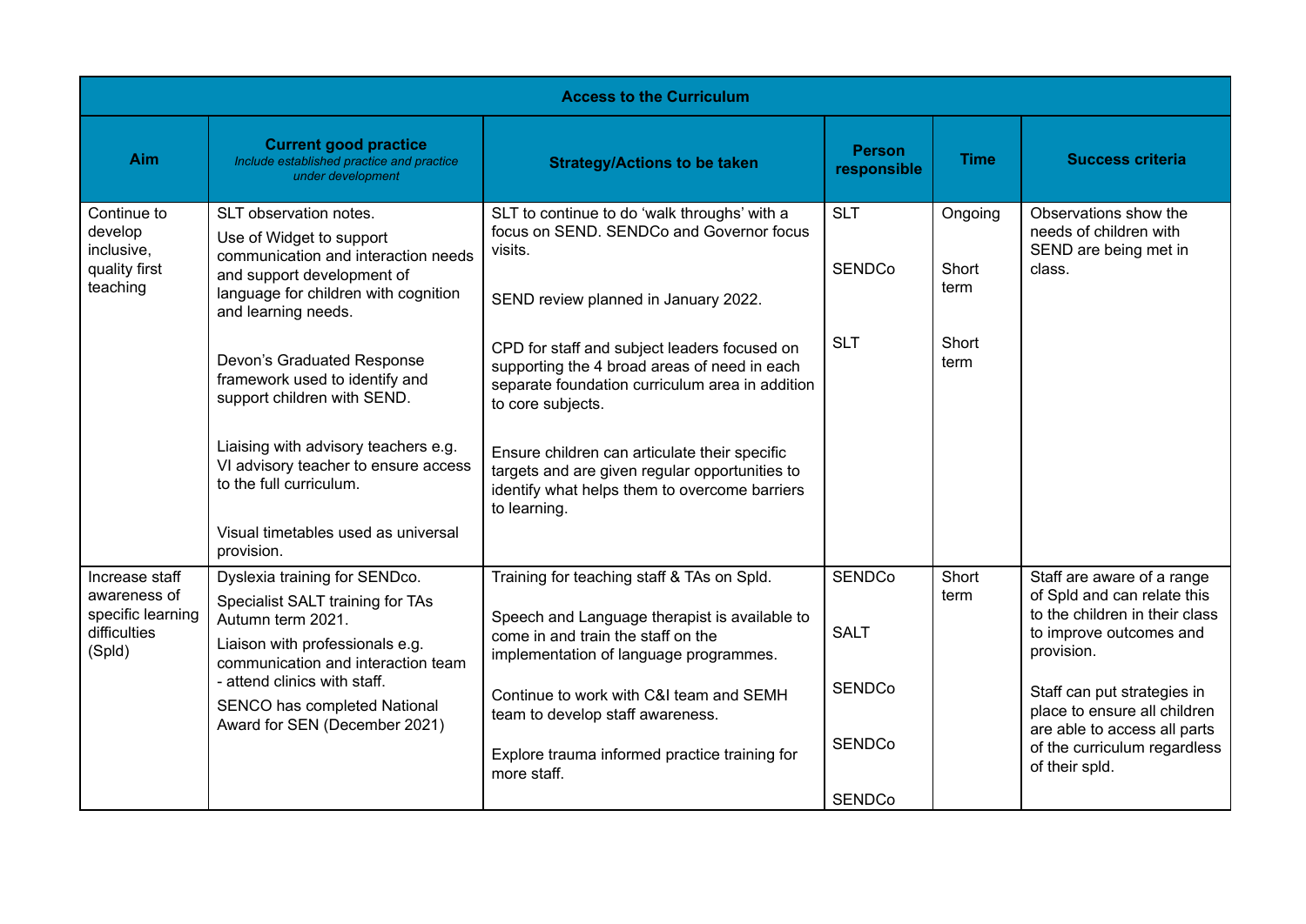| Access to the Curriculum | | | | | |
|---|---|---|---|---|---|
| **Aim** | **Current good practice** *Include established practice and practice under development* | **Strategy/Actions to be taken** | **Person responsible** | **Time** | **Success criteria** |
| Continue to develop inclusive, quality first teaching | SLT observation notes.<br>Use of Widget to support communication and interaction needs and support development of language for children with cognition and learning needs.<br><br>Devon's Graduated Response framework used to identify and support children with SEND.<br><br>Liaising with advisory teachers e.g. VI advisory teacher to ensure access to the full curriculum.<br><br>Visual timetables used as universal provision. | SLT to continue to do 'walk throughs' with a focus on SEND. SENDCo and Governor focus visits.<br><br>SEND review planned in January 2022.<br><br>CPD for staff and subject leaders focused on supporting the 4 broad areas of need in each separate foundation curriculum area in addition to core subjects.<br><br>Ensure children can articulate their specific targets and are given regular opportunities to identify what helps them to overcome barriers to learning. | SLT<br><br>SENDCo<br><br>SLT | Ongoing<br><br>Short term<br><br>Short term | Observations show the needs of children with SEND are being met in class. |
| Increase staff awareness of specific learning difficulties (Spld) | Dyslexia training for SENDco.<br>Specialist SALT training for TAs Autumn term 2021.<br>Liaison with professionals e.g. communication and interaction team - attend clinics with staff.<br>SENCO has completed National Award for SEN (December 2021) | Training for teaching staff & TAs on Spld.<br><br>Speech and Language therapist is available to come in and train the staff on the implementation of language programmes.<br><br>Continue to work with C&I team and SEMH team to develop staff awareness.<br><br>Explore trauma informed practice training for more staff. | SENDCo<br><br>SALT<br><br>SENDCo<br><br>SENDCo<br><br>SENDCo | Short term | Staff are aware of a range of Spld and can relate this to the children in their class to improve outcomes and provision.<br><br>Staff can put strategies in place to ensure all children are able to access all parts of the curriculum regardless of their spld. |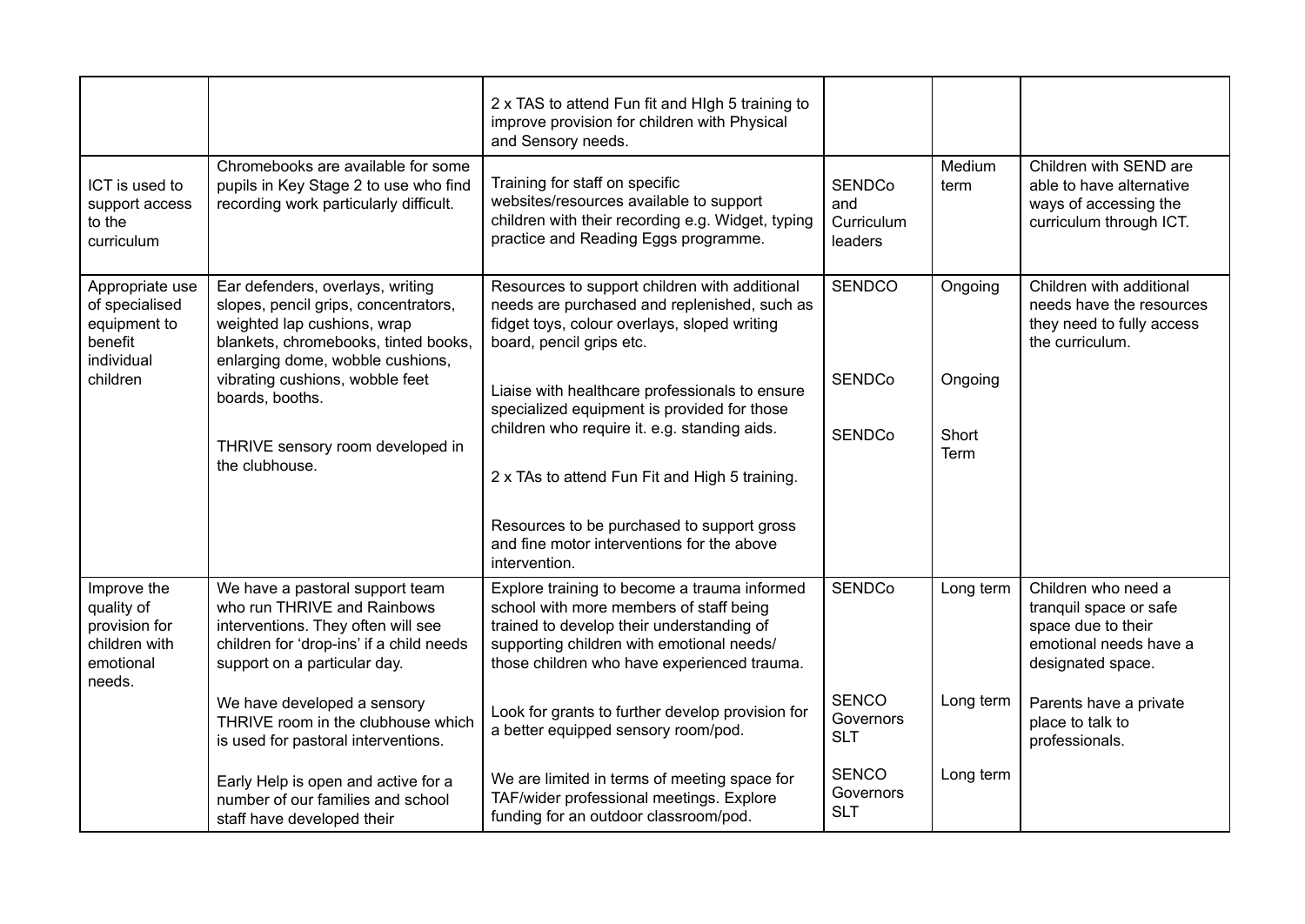| | | | | | |
|---|---|---|---|---|---|
| | | 2 x TAS to attend Fun fit and HIgh 5 training to improve provision for children with Physical and Sensory needs. | | | |
| ICT is used to support access to the curriculum | Chromebooks are available for some pupils in Key Stage 2 to use who find recording work particularly difficult. | Training for staff on specific websites/resources available to support children with their recording e.g. Widget, typing practice and Reading Eggs programme. | SENDCo and Curriculum leaders | Medium term | Children with SEND are able to have alternative ways of accessing the curriculum through ICT. |
| Appropriate use of specialised equipment to benefit individual children | Ear defenders, overlays, writing slopes, pencil grips, concentrators, weighted lap cushions, wrap blankets, chromebooks, tinted books, enlarging dome, wobble cushions, vibrating cushions, wobble feet boards, booths.<br><br>THRIVE sensory room developed in the clubhouse. | Resources to support children with additional needs are purchased and replenished, such as fidget toys, colour overlays, sloped writing board, pencil grips etc.<br><br>Liaise with healthcare professionals to ensure specialized equipment is provided for those children who require it. e.g. standing aids.<br><br>2 x TAs to attend Fun Fit and High 5 training.<br><br>Resources to be purchased to support gross and fine motor interventions for the above intervention. | SENDCO<br><br>SENDCo<br><br>SENDCo | Ongoing<br><br>Ongoing<br><br>Short Term | Children with additional needs have the resources they need to fully access the curriculum. |
| Improve the quality of provision for children with emotional needs. | We have a pastoral support team who run THRIVE and Rainbows interventions. They often will see children for 'drop-ins' if a child needs support on a particular day.<br><br>We have developed a sensory THRIVE room in the clubhouse which is used for pastoral interventions.<br><br>Early Help is open and active for a number of our families and school staff have developed their | Explore training to become a trauma informed school with more members of staff being trained to develop their understanding of supporting children with emotional needs/ those children who have experienced trauma.<br><br>Look for grants to further develop provision for a better equipped sensory room/pod.<br><br>We are limited in terms of meeting space for TAF/wider professional meetings. Explore funding for an outdoor classroom/pod. | SENDCo<br><br>SENCO Governors SLT<br><br>SENCO Governors SLT | Long term<br><br>Long term<br><br>Long term | Children who need a tranquil space or safe space due to their emotional needs have a designated space.<br><br>Parents have a private place to talk to professionals. |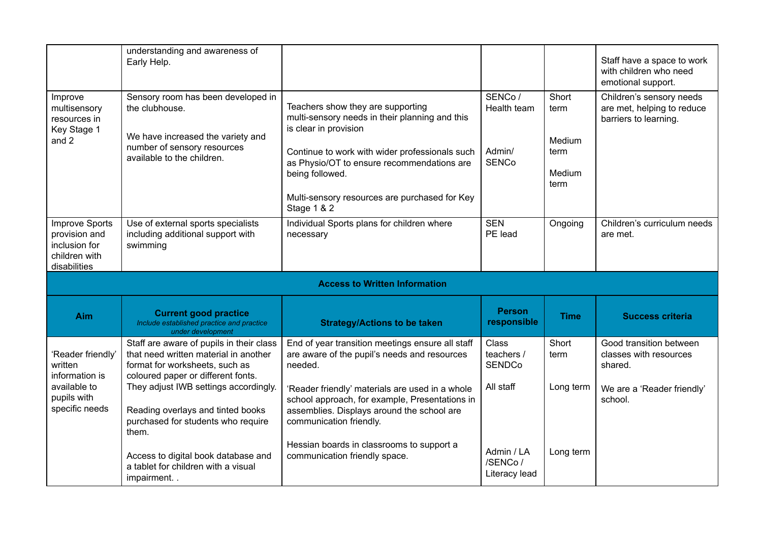| | | | | | |
|---|---|---|---|---|---|
| | understanding and awareness of Early Help. | | | | Staff have a space to work with children who need emotional support. |
| Improve multisensory resources in Key Stage 1 and 2 | Sensory room has been developed in the clubhouse.<br><br>We have increased the variety and number of sensory resources available to the children. | Teachers show they are supporting multi-sensory needs in their planning and this is clear in provision<br><br>Continue to work with wider professionals such as Physio/OT to ensure recommendations are being followed.<br><br>Multi-sensory resources are purchased for Key Stage 1 & 2 | SENCo / Health team<br><br>Admin/ SENCo | Short term<br><br>Medium term<br><br>Medium term | Children's sensory needs are met, helping to reduce barriers to learning. |
| Improve Sports provision and inclusion for children with disabilities | Use of external sports specialists including additional support with swimming | Individual Sports plans for children where necessary | SEN<br>PE lead | Ongoing | Children's curriculum needs are met. |

**Access to Written Information**

| Aim | Current good practice<br>*Include established practice and practice under development* | Strategy/Actions to be taken | Person responsible | Time | Success criteria |
|---|---|---|---|---|---|
| 'Reader friendly' written information is available to pupils with specific needs | Staff are aware of pupils in their class that need written material in another format for worksheets, such as coloured paper or different fonts. They adjust IWB settings accordingly.<br><br>Reading overlays and tinted books purchased for students who require them.<br><br>Access to digital book database and a tablet for children with a visual impairment. . | End of year transition meetings ensure all staff are aware of the pupil's needs and resources needed.<br><br>'Reader friendly' materials are used in a whole school approach, for example, Presentations in assemblies. Displays around the school are communication friendly.<br><br>Hessian boards in classrooms to support a communication friendly space. | Class teachers / SENDCo<br><br>All staff<br><br>Admin / LA /SENCo / Literacy lead | Short term<br><br>Long term<br><br>Long term | Good transition between classes with resources shared.<br><br>We are a 'Reader friendly' school. |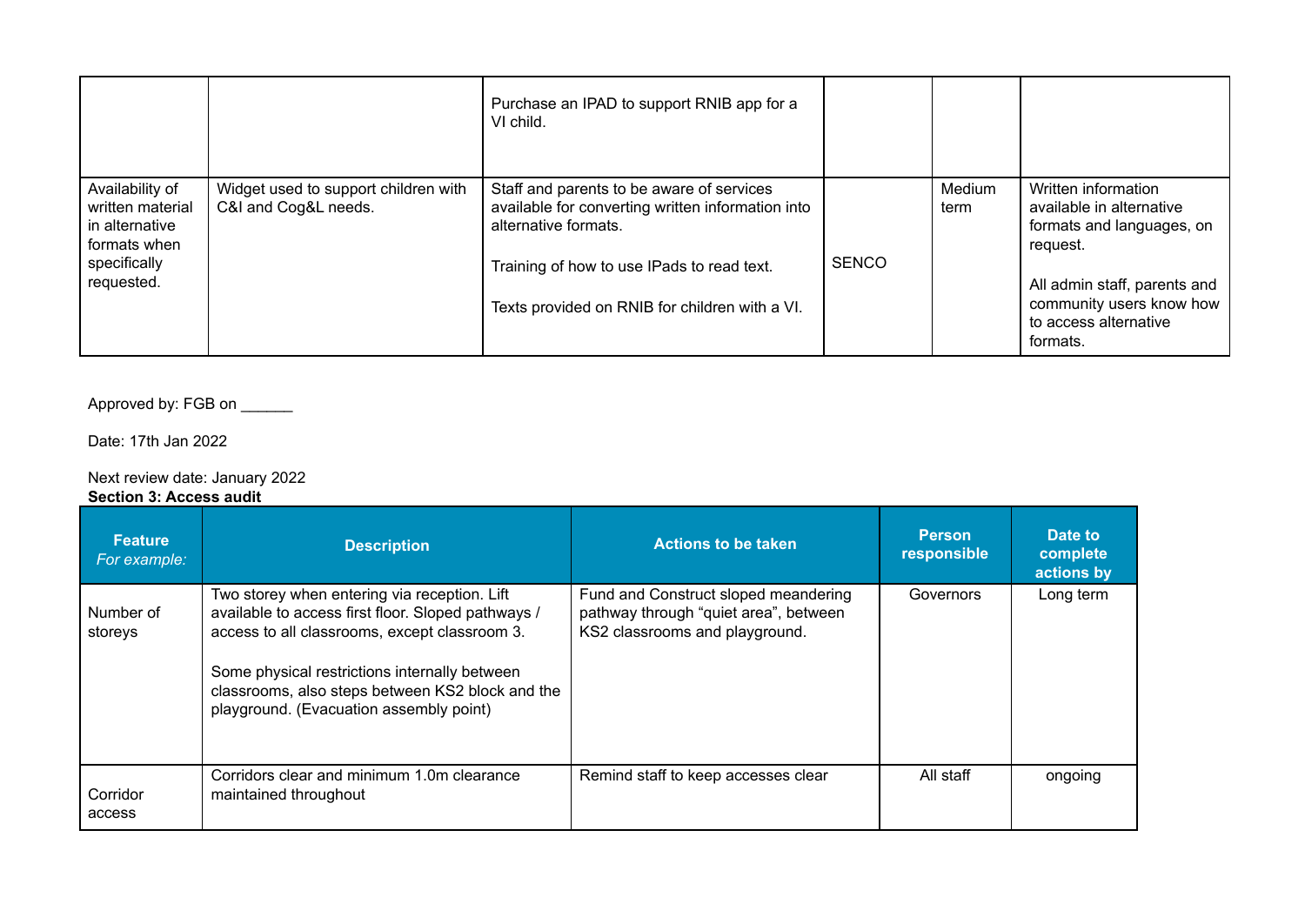|  |  | Purchase an IPAD to support RNIB app for a VI child. |  |  |  |
|---|---|---|---|---|---|
| Availability of written material in alternative formats when specifically requested. | Widget used to support children with C&I and Cog&L needs. | Staff and parents to be aware of services available for converting written information into alternative formats.<br><br>Training of how to use IPads to read text.<br><br>Texts provided on RNIB for children with a VI. | SENCO | Medium term | Written information available in alternative formats and languages, on request.<br><br>All admin staff, parents and community users know how to access alternative formats. |

Approved by: FGB on ______

Date: 17th Jan 2022

Next review date: January 2022

**Section 3: Access audit**

| **Feature** *For example:* | **Description** | **Actions to be taken** | **Person responsible** | **Date to complete actions by** |
|---|---|---|---|---|
| Number of storeys | Two storey when entering via reception. Lift available to access first floor. Sloped pathways / access to all classrooms, except classroom 3.<br><br>Some physical restrictions internally between classrooms, also steps between KS2 block and the playground. (Evacuation assembly point) | Fund and Construct sloped meandering pathway through "quiet area", between KS2 classrooms and playground. | Governors | Long term |
| Corridor access | Corridors clear and minimum 1.0m clearance maintained throughout | Remind staff to keep accesses clear | All staff | ongoing |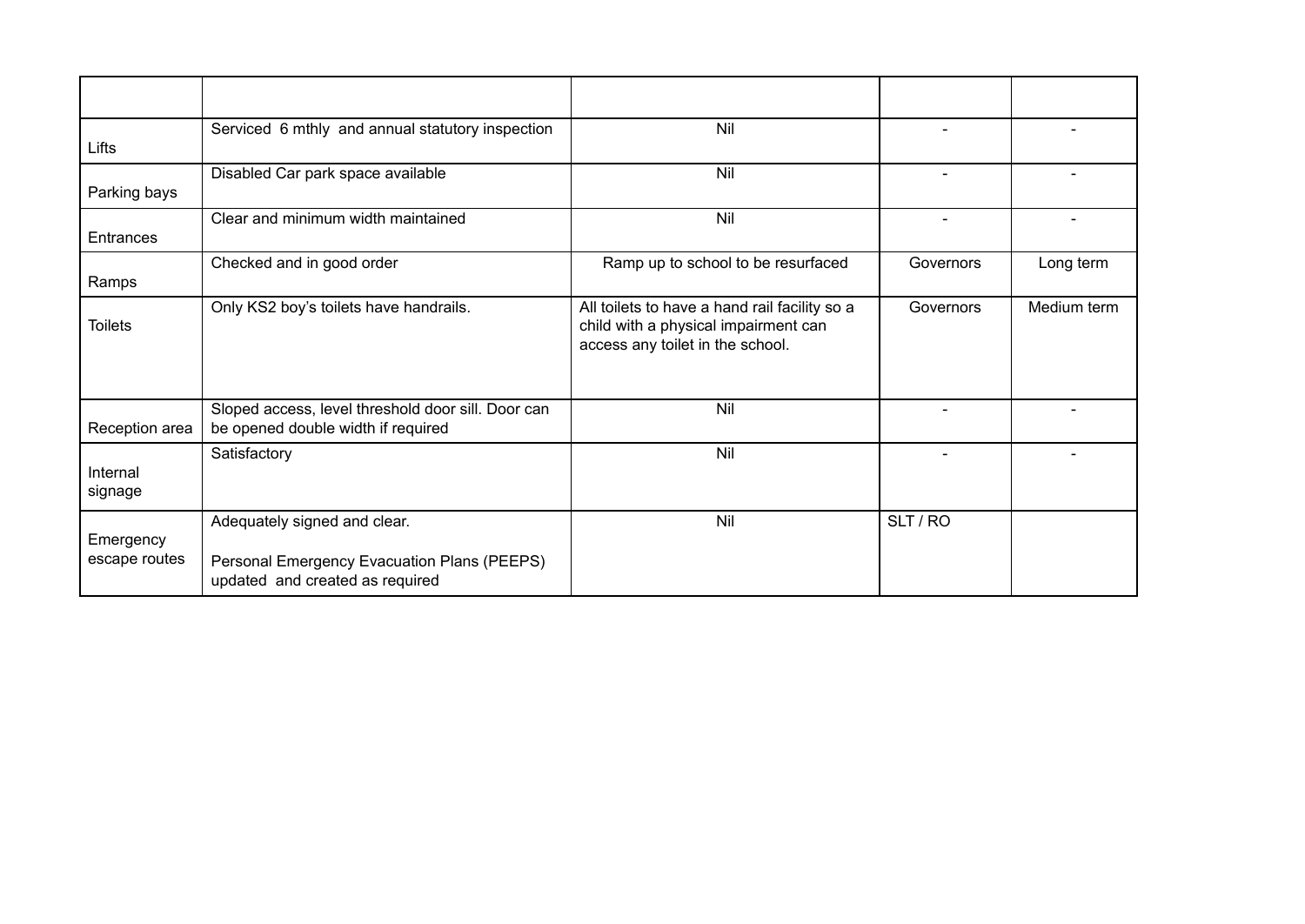| | | | | |
|---|---|---|---|---|
| Lifts | Serviced 6 mthly and annual statutory inspection | Nil | - | - |
| Parking bays | Disabled Car park space available | Nil | - | - |
| Entrances | Clear and minimum width maintained | Nil | - | - |
| Ramps | Checked and in good order | Ramp up to school to be resurfaced | Governors | Long term |
| Toilets | Only KS2 boy's toilets have handrails. | All toilets to have a hand rail facility so a child with a physical impairment can access any toilet in the school. | Governors | Medium term |
| Reception area | Sloped access, level threshold door sill. Door can be opened double width if required | Nil | - | - |
| Internal signage | Satisfactory | Nil | - | - |
| Emergency escape routes | Adequately signed and clear.<br><br>Personal Emergency Evacuation Plans (PEEPS) updated and created as required | Nil | SLT / RO | |